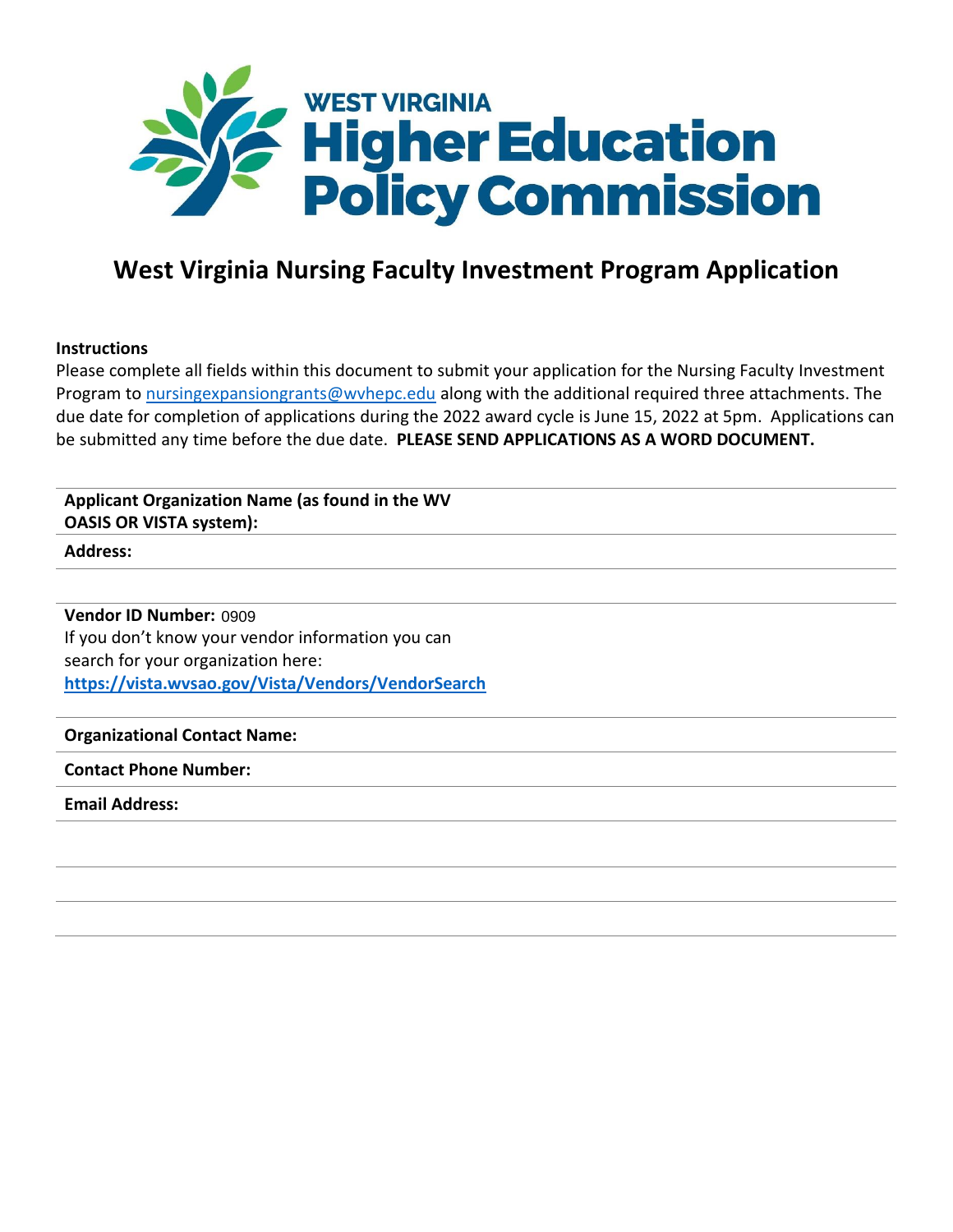WEST VIRGINIA
Higher Education
Policy Commission

# West Virginia Nursing Faculty Investment Program Application

**Instructions**

Please complete all fields within this document to submit your application for the Nursing Faculty Investment Program to nursingexpansiongrants@wvhepc.edu along with the additional required three attachments. The due date for completion of applications during the 2022 award cycle is June 15, 2022 at 5pm. Applications can be submitted any time before the due date. **PLEASE SEND APPLICATIONS AS A WORD DOCUMENT.**

| | |
|---|---|
| **Applicant Organization Name (as found in the WV OASIS OR VISTA system):** | |
| **Address:** | |
| | |
| **Vendor ID Number:** 0909<br>If you don't know your vendor information you can search for your organization here:<br>**https://vista.wvsao.gov/Vista/Vendors/VendorSearch** | |
| **Organizational Contact Name:** | |
| **Contact Phone Number:** | |
| **Email Address:** | |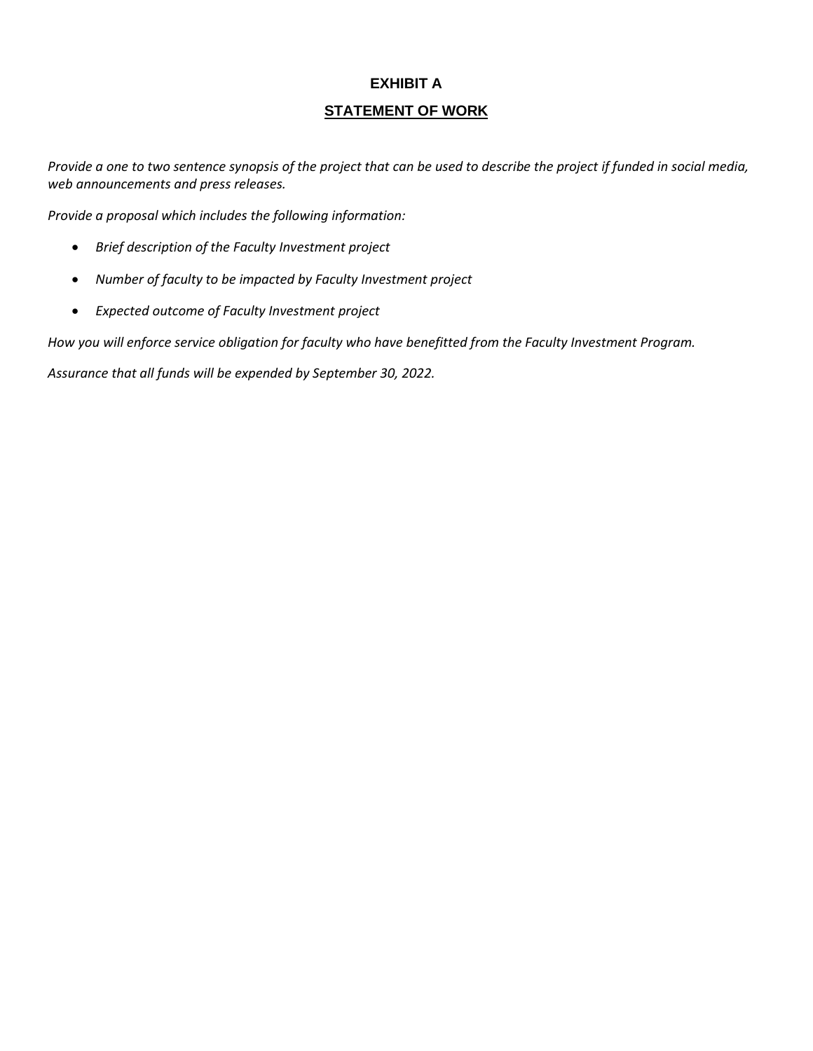# EXHIBIT A

## STATEMENT OF WORK

*Provide a one to two sentence synopsis of the project that can be used to describe the project if funded in social media, web announcements and press releases.*

*Provide a proposal which includes the following information:*

- *Brief description of the Faculty Investment project*
- *Number of faculty to be impacted by Faculty Investment project*
- *Expected outcome of Faculty Investment project*

*How you will enforce service obligation for faculty who have benefitted from the Faculty Investment Program.*

*Assurance that all funds will be expended by September 30, 2022.*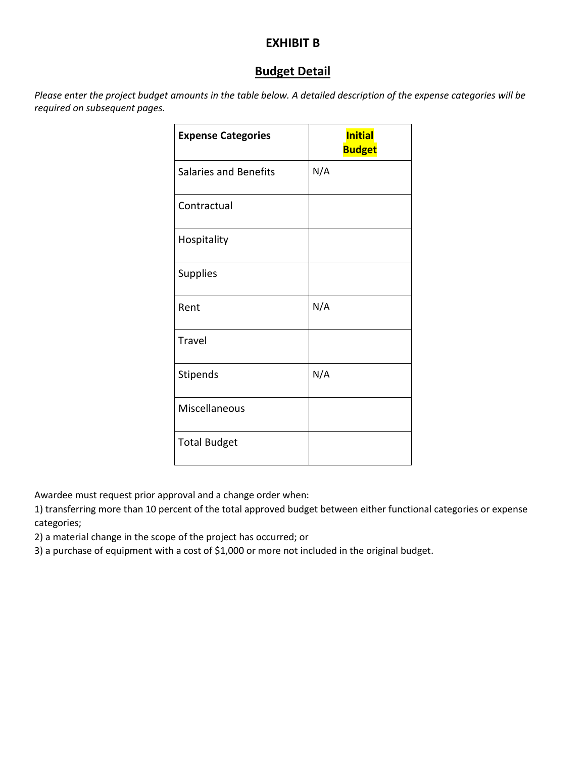# EXHIBIT B

## Budget Detail

*Please enter the project budget amounts in the table below. A detailed description of the expense categories will be required on subsequent pages.*

| **Expense Categories** | **Initial Budget** |
|---|---|
| Salaries and Benefits | N/A |
| Contractual | |
| Hospitality | |
| Supplies | |
| Rent | N/A |
| Travel | |
| Stipends | N/A |
| Miscellaneous | |
| Total Budget | |

Awardee must request prior approval and a change order when:

1) transferring more than 10 percent of the total approved budget between either functional categories or expense categories;
2) a material change in the scope of the project has occurred; or
3) a purchase of equipment with a cost of $1,000 or more not included in the original budget.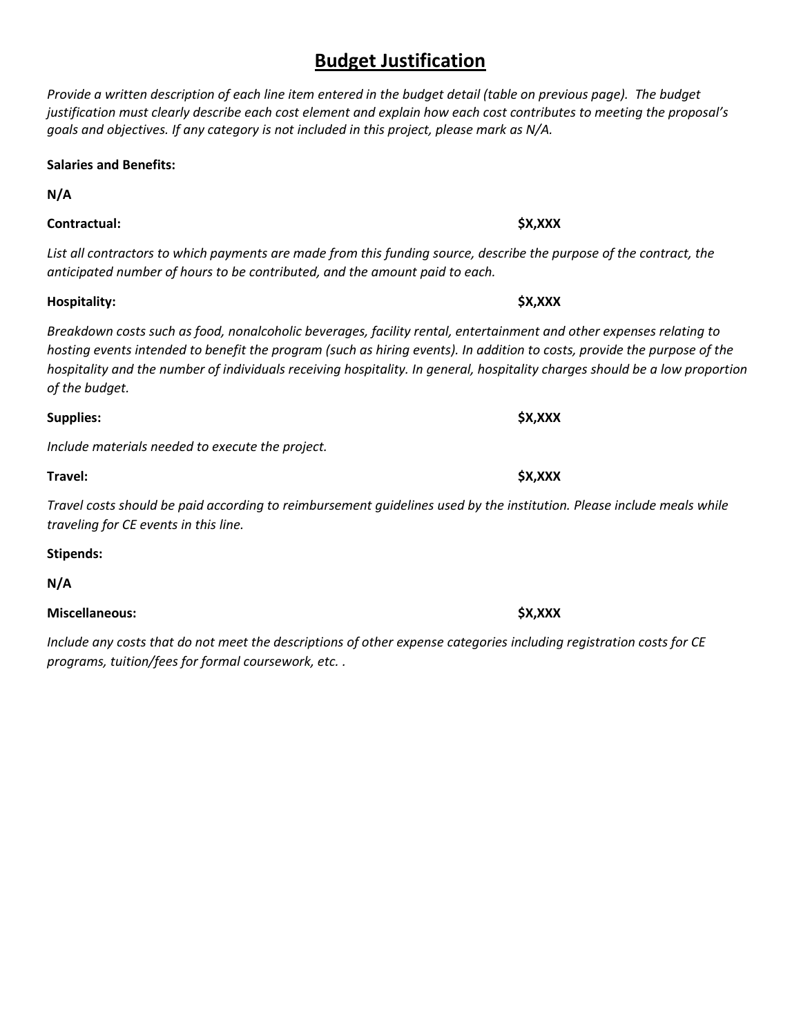# Budget Justification

*Provide a written description of each line item entered in the budget detail (table on previous page). The budget justification must clearly describe each cost element and explain how each cost contributes to meeting the proposal's goals and objectives. If any category is not included in this project, please mark as N/A.*

**Salaries and Benefits:**

**N/A**

**Contractual:** **$X,XXX**

*List all contractors to which payments are made from this funding source, describe the purpose of the contract, the anticipated number of hours to be contributed, and the amount paid to each.*

**Hospitality:** **$X,XXX**

*Breakdown costs such as food, nonalcoholic beverages, facility rental, entertainment and other expenses relating to hosting events intended to benefit the program (such as hiring events). In addition to costs, provide the purpose of the hospitality and the number of individuals receiving hospitality. In general, hospitality charges should be a low proportion of the budget.*

**Supplies:** **$X,XXX**

*Include materials needed to execute the project.*

**Travel:** **$X,XXX**

*Travel costs should be paid according to reimbursement guidelines used by the institution. Please include meals while traveling for CE events in this line.*

**Stipends:**

**N/A**

**Miscellaneous:** **$X,XXX**

*Include any costs that do not meet the descriptions of other expense categories including registration costs for CE programs, tuition/fees for formal coursework, etc. .*